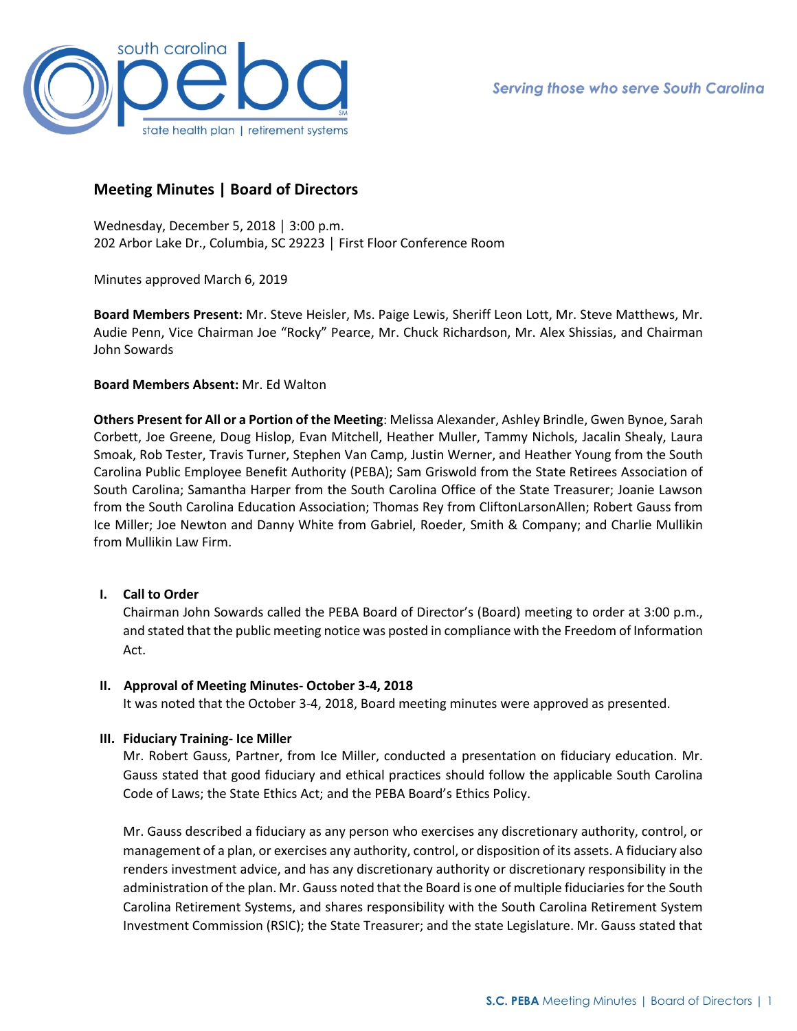Serving those who serve South Carolina

# Meeting Minutes | Board of Directors

Wednesday, December 5, 2018 │ 3:00 p.m.
202 Arbor Lake Dr., Columbia, SC 29223 │ First Floor Conference Room

Minutes approved March 6, 2019

**Board Members Present:** Mr. Steve Heisler, Ms. Paige Lewis, Sheriff Leon Lott, Mr. Steve Matthews, Mr. Audie Penn, Vice Chairman Joe "Rocky" Pearce, Mr. Chuck Richardson, Mr. Alex Shissias, and Chairman John Sowards

**Board Members Absent:** Mr. Ed Walton

**Others Present for All or a Portion of the Meeting**: Melissa Alexander, Ashley Brindle, Gwen Bynoe, Sarah Corbett, Joe Greene, Doug Hislop, Evan Mitchell, Heather Muller, Tammy Nichols, Jacalin Shealy, Laura Smoak, Rob Tester, Travis Turner, Stephen Van Camp, Justin Werner, and Heather Young from the South Carolina Public Employee Benefit Authority (PEBA); Sam Griswold from the State Retirees Association of South Carolina; Samantha Harper from the South Carolina Office of the State Treasurer; Joanie Lawson from the South Carolina Education Association; Thomas Rey from CliftonLarsonAllen; Robert Gauss from Ice Miller; Joe Newton and Danny White from Gabriel, Roeder, Smith & Company; and Charlie Mullikin from Mullikin Law Firm.

## I. Call to Order

Chairman John Sowards called the PEBA Board of Director's (Board) meeting to order at 3:00 p.m., and stated that the public meeting notice was posted in compliance with the Freedom of Information Act.

## II. Approval of Meeting Minutes- October 3-4, 2018

It was noted that the October 3-4, 2018, Board meeting minutes were approved as presented.

## III. Fiduciary Training- Ice Miller

Mr. Robert Gauss, Partner, from Ice Miller, conducted a presentation on fiduciary education. Mr. Gauss stated that good fiduciary and ethical practices should follow the applicable South Carolina Code of Laws; the State Ethics Act; and the PEBA Board's Ethics Policy.

Mr. Gauss described a fiduciary as any person who exercises any discretionary authority, control, or management of a plan, or exercises any authority, control, or disposition of its assets. A fiduciary also renders investment advice, and has any discretionary authority or discretionary responsibility in the administration of the plan. Mr. Gauss noted that the Board is one of multiple fiduciaries for the South Carolina Retirement Systems, and shares responsibility with the South Carolina Retirement System Investment Commission (RSIC); the State Treasurer; and the state Legislature. Mr. Gauss stated that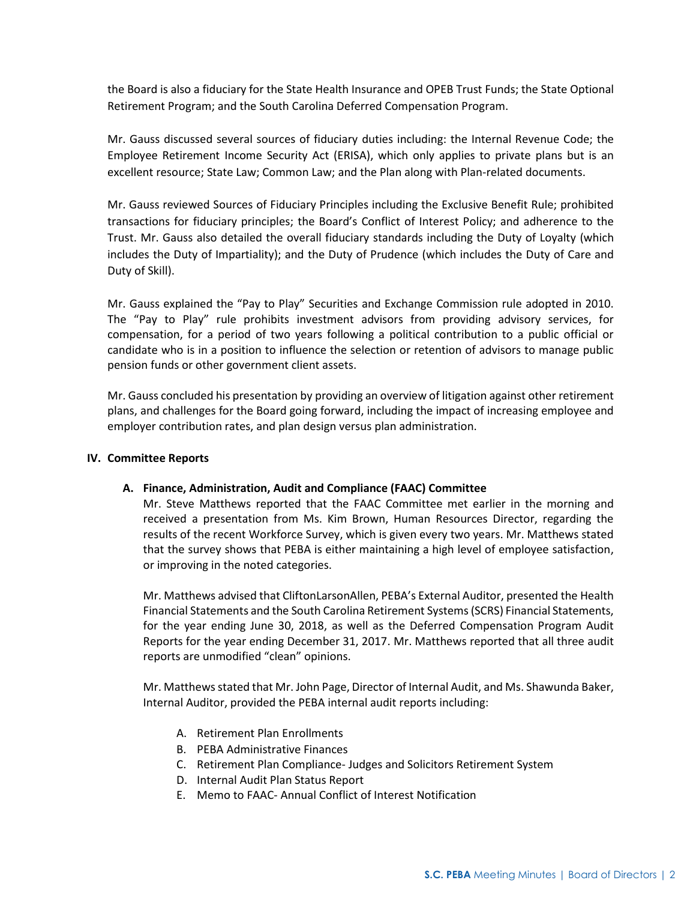the Board is also a fiduciary for the State Health Insurance and OPEB Trust Funds; the State Optional Retirement Program; and the South Carolina Deferred Compensation Program.

Mr. Gauss discussed several sources of fiduciary duties including: the Internal Revenue Code; the Employee Retirement Income Security Act (ERISA), which only applies to private plans but is an excellent resource; State Law; Common Law; and the Plan along with Plan-related documents.

Mr. Gauss reviewed Sources of Fiduciary Principles including the Exclusive Benefit Rule; prohibited transactions for fiduciary principles; the Board's Conflict of Interest Policy; and adherence to the Trust. Mr. Gauss also detailed the overall fiduciary standards including the Duty of Loyalty (which includes the Duty of Impartiality); and the Duty of Prudence (which includes the Duty of Care and Duty of Skill).

Mr. Gauss explained the "Pay to Play" Securities and Exchange Commission rule adopted in 2010. The "Pay to Play" rule prohibits investment advisors from providing advisory services, for compensation, for a period of two years following a political contribution to a public official or candidate who is in a position to influence the selection or retention of advisors to manage public pension funds or other government client assets.

Mr. Gauss concluded his presentation by providing an overview of litigation against other retirement plans, and challenges for the Board going forward, including the impact of increasing employee and employer contribution rates, and plan design versus plan administration.

## IV. Committee Reports

### A. Finance, Administration, Audit and Compliance (FAAC) Committee

Mr. Steve Matthews reported that the FAAC Committee met earlier in the morning and received a presentation from Ms. Kim Brown, Human Resources Director, regarding the results of the recent Workforce Survey, which is given every two years. Mr. Matthews stated that the survey shows that PEBA is either maintaining a high level of employee satisfaction, or improving in the noted categories.

Mr. Matthews advised that CliftonLarsonAllen, PEBA's External Auditor, presented the Health Financial Statements and the South Carolina Retirement Systems (SCRS) Financial Statements, for the year ending June 30, 2018, as well as the Deferred Compensation Program Audit Reports for the year ending December 31, 2017. Mr. Matthews reported that all three audit reports are unmodified "clean" opinions.

Mr. Matthews stated that Mr. John Page, Director of Internal Audit, and Ms. Shawunda Baker, Internal Auditor, provided the PEBA internal audit reports including:

A. Retirement Plan Enrollments
B. PEBA Administrative Finances
C. Retirement Plan Compliance- Judges and Solicitors Retirement System
D. Internal Audit Plan Status Report
E. Memo to FAAC- Annual Conflict of Interest Notification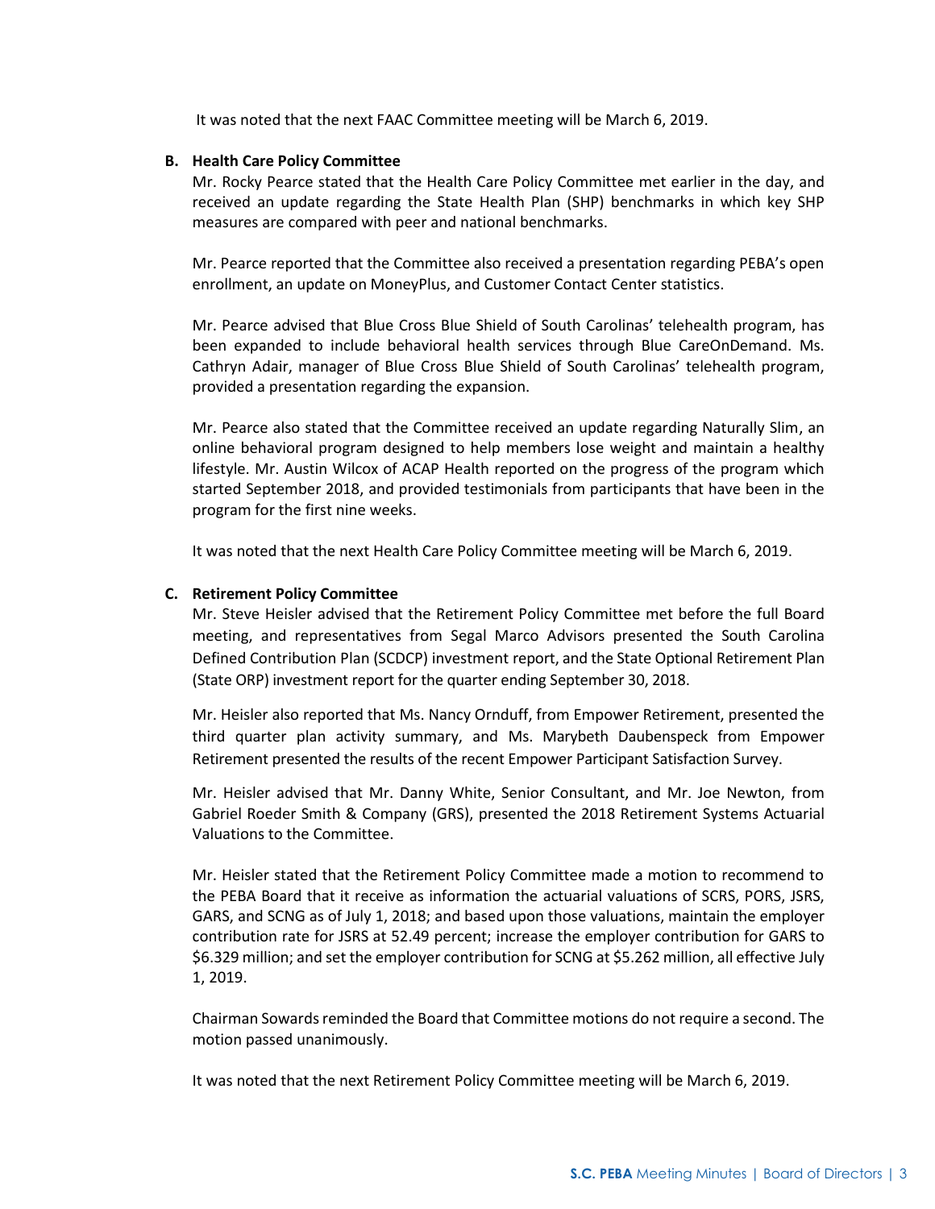It was noted that the next FAAC Committee meeting will be March 6, 2019.

**B. Health Care Policy Committee**

Mr. Rocky Pearce stated that the Health Care Policy Committee met earlier in the day, and received an update regarding the State Health Plan (SHP) benchmarks in which key SHP measures are compared with peer and national benchmarks.

Mr. Pearce reported that the Committee also received a presentation regarding PEBA's open enrollment, an update on MoneyPlus, and Customer Contact Center statistics.

Mr. Pearce advised that Blue Cross Blue Shield of South Carolinas' telehealth program, has been expanded to include behavioral health services through Blue CareOnDemand. Ms. Cathryn Adair, manager of Blue Cross Blue Shield of South Carolinas' telehealth program, provided a presentation regarding the expansion.

Mr. Pearce also stated that the Committee received an update regarding Naturally Slim, an online behavioral program designed to help members lose weight and maintain a healthy lifestyle. Mr. Austin Wilcox of ACAP Health reported on the progress of the program which started September 2018, and provided testimonials from participants that have been in the program for the first nine weeks.

It was noted that the next Health Care Policy Committee meeting will be March 6, 2019.

**C. Retirement Policy Committee**

Mr. Steve Heisler advised that the Retirement Policy Committee met before the full Board meeting, and representatives from Segal Marco Advisors presented the South Carolina Defined Contribution Plan (SCDCP) investment report, and the State Optional Retirement Plan (State ORP) investment report for the quarter ending September 30, 2018.

Mr. Heisler also reported that Ms. Nancy Ornduff, from Empower Retirement, presented the third quarter plan activity summary, and Ms. Marybeth Daubenspeck from Empower Retirement presented the results of the recent Empower Participant Satisfaction Survey.

Mr. Heisler advised that Mr. Danny White, Senior Consultant, and Mr. Joe Newton, from Gabriel Roeder Smith & Company (GRS), presented the 2018 Retirement Systems Actuarial Valuations to the Committee.

Mr. Heisler stated that the Retirement Policy Committee made a motion to recommend to the PEBA Board that it receive as information the actuarial valuations of SCRS, PORS, JSRS, GARS, and SCNG as of July 1, 2018; and based upon those valuations, maintain the employer contribution rate for JSRS at 52.49 percent; increase the employer contribution for GARS to $6.329 million; and set the employer contribution for SCNG at $5.262 million, all effective July 1, 2019.

Chairman Sowards reminded the Board that Committee motions do not require a second. The motion passed unanimously.

It was noted that the next Retirement Policy Committee meeting will be March 6, 2019.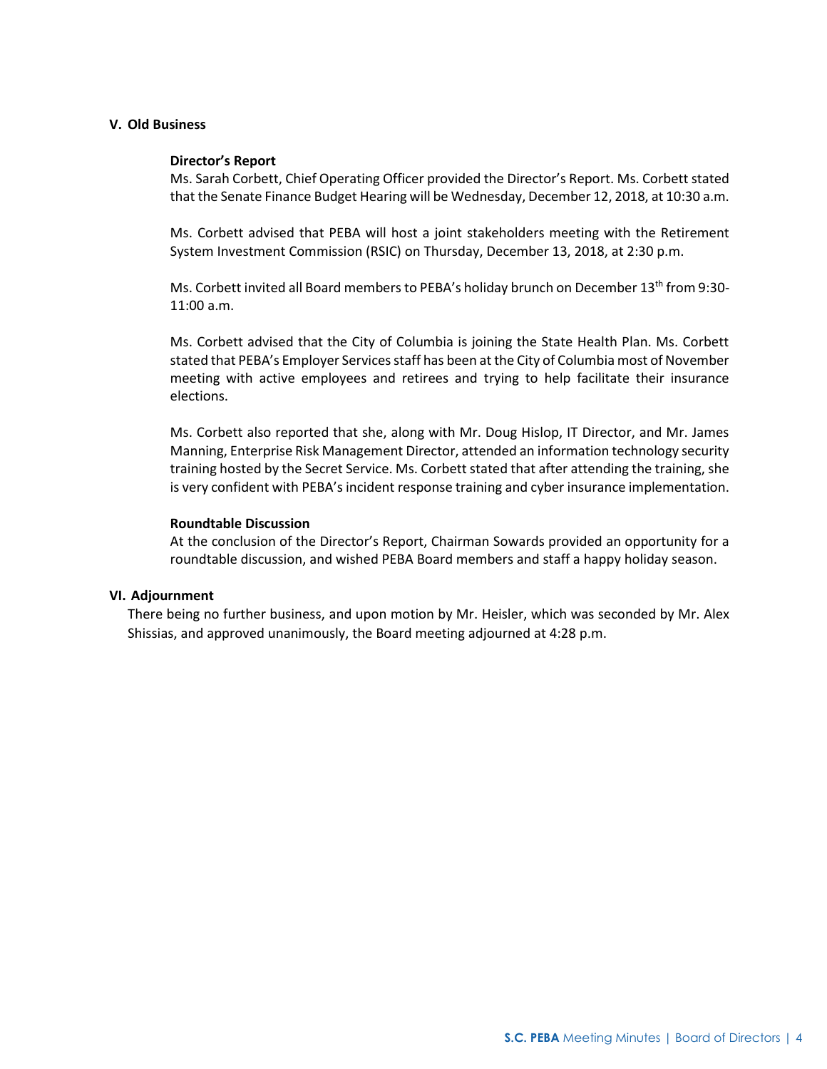## V. Old Business

### Director's Report

Ms. Sarah Corbett, Chief Operating Officer provided the Director's Report. Ms. Corbett stated that the Senate Finance Budget Hearing will be Wednesday, December 12, 2018, at 10:30 a.m.

Ms. Corbett advised that PEBA will host a joint stakeholders meeting with the Retirement System Investment Commission (RSIC) on Thursday, December 13, 2018, at 2:30 p.m.

Ms. Corbett invited all Board members to PEBA's holiday brunch on December 13th from 9:30-11:00 a.m.

Ms. Corbett advised that the City of Columbia is joining the State Health Plan. Ms. Corbett stated that PEBA's Employer Services staff has been at the City of Columbia most of November meeting with active employees and retirees and trying to help facilitate their insurance elections.

Ms. Corbett also reported that she, along with Mr. Doug Hislop, IT Director, and Mr. James Manning, Enterprise Risk Management Director, attended an information technology security training hosted by the Secret Service. Ms. Corbett stated that after attending the training, she is very confident with PEBA's incident response training and cyber insurance implementation.

### Roundtable Discussion

At the conclusion of the Director's Report, Chairman Sowards provided an opportunity for a roundtable discussion, and wished PEBA Board members and staff a happy holiday season.

## VI. Adjournment

There being no further business, and upon motion by Mr. Heisler, which was seconded by Mr. Alex Shissias, and approved unanimously, the Board meeting adjourned at 4:28 p.m.